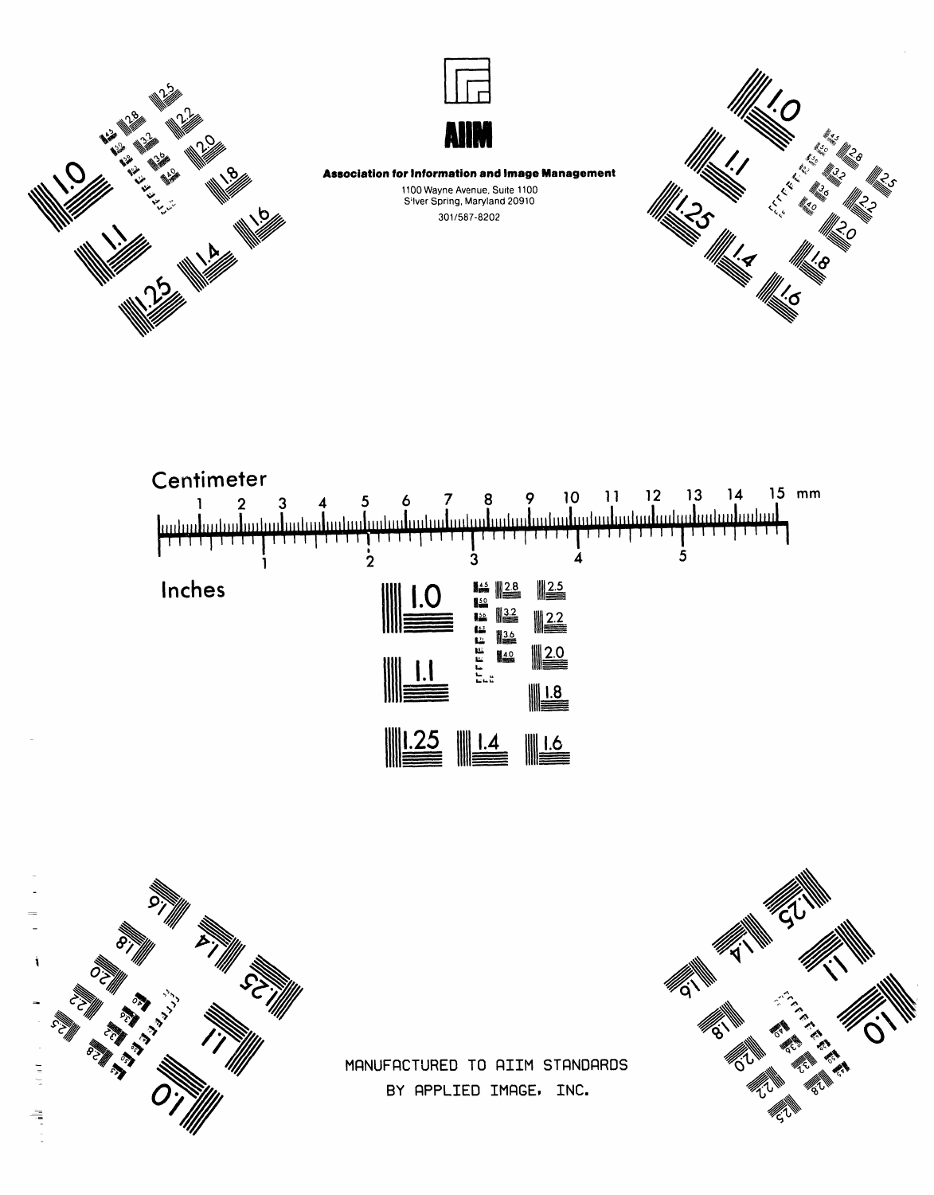AIIM

**Association for Information and Image Management**

1100 Wayne Avenue, Suite 1100
Silver Spring, Maryland 20910

301/587-8202

Centimeter

1 2 3 4 5 6 7 8 9 10 11 12 13 14 15 mm

1 2 3 4 5

Inches

1.0 2.8 2.5
3.2 2.2
3.6
4.0 2.0
1.1
1.8
1.25 1.4 1.6

MANUFACTURED TO AIIM STANDARDS
BY APPLIED IMAGE, INC.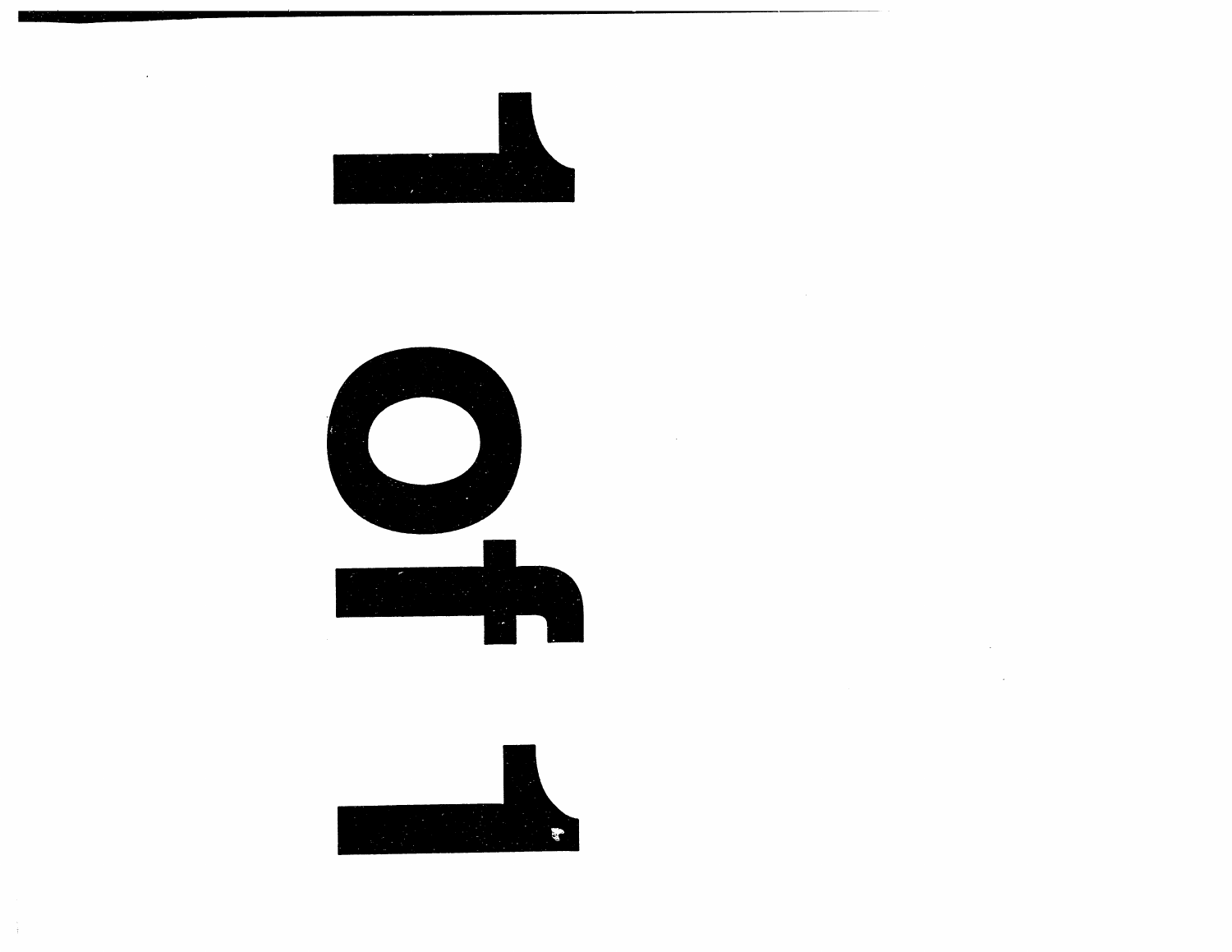1 of 1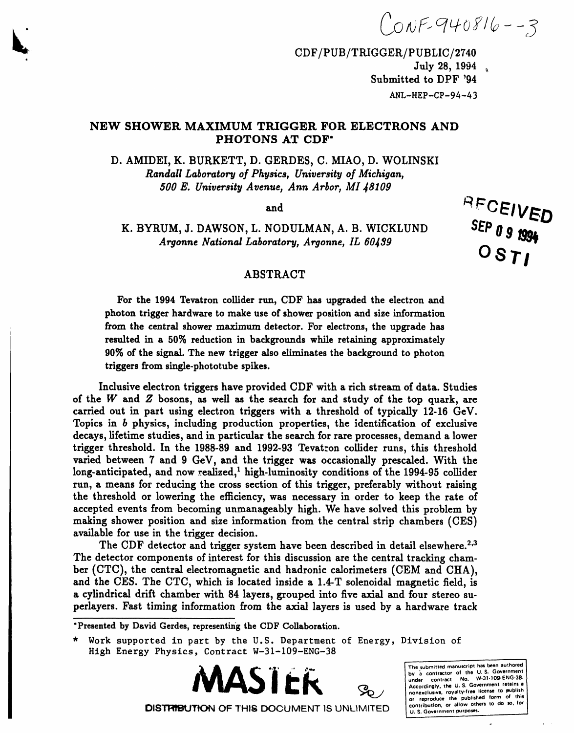CONF-940816--3

CDF/PUB/TRIGGER/PUBLIC/2740
July 28, 1994
Submitted to DPF '94
ANL-HEP-CP-94-43

# NEW SHOWER MAXIMUM TRIGGER FOR ELECTRONS AND PHOTONS AT CDF*

D. AMIDEI, K. BURKETT, D. GERDES, C. MIAO, D. WOLINSKI
*Randall Laboratory of Physics, University of Michigan,*
*500 E. University Avenue, Ann Arbor, MI 48109*

and

K. BYRUM, J. DAWSON, L. NODULMAN, A. B. WICKLUND
*Argonne National Laboratory, Argonne, IL 60439*

RECEIVED
SEP 09 1994
OSTI

## ABSTRACT

For the 1994 Tevatron collider run, CDF has upgraded the electron and photon trigger hardware to make use of shower position and size information from the central shower maximum detector. For electrons, the upgrade has resulted in a 50% reduction in backgrounds while retaining approximately 90% of the signal. The new trigger also eliminates the background to photon triggers from single-phototube spikes.

Inclusive electron triggers have provided CDF with a rich stream of data. Studies of the $W$ and $Z$ bosons, as well as the search for and study of the top quark, are carried out in part using electron triggers with a threshold of typically 12-16 GeV. Topics in $b$ physics, including production properties, the identification of exclusive decays, lifetime studies, and in particular the search for rare processes, demand a lower trigger threshold. In the 1988-89 and 1992-93 Tevatron collider runs, this threshold varied between 7 and 9 GeV, and the trigger was occasionally prescaled. With the long-anticipated, and now realized,[1] high-luminosity conditions of the 1994-95 collider run, a means for reducing the cross section of this trigger, preferably without raising the threshold or lowering the efficiency, was necessary in order to keep the rate of accepted events from becoming unmanageably high. We have solved this problem by making shower position and size information from the central strip chambers (CES) available for use in the trigger decision.

The CDF detector and trigger system have been described in detail elsewhere.[2,3] The detector components of interest for this discussion are the central tracking chamber (CTC), the central electromagnetic and hadronic calorimeters (CEM and CHA), and the CES. The CTC, which is located inside a 1.4-T solenoidal magnetic field, is a cylindrical drift chamber with 84 layers, grouped into five axial and four stereo superlayers. Fast timing information from the axial layers is used by a hardware track

*Presented by David Gerdes, representing the CDF Collaboration.

\* Work supported in part by the U.S. Department of Energy, Division of High Energy Physics, Contract W-31-109-ENG-38

MASTER

DISTRIBUTION OF THIS DOCUMENT IS UNLIMITED

The submitted manuscript has been authored by a contractor of the U. S. Government under contract No. W-31-109-ENG-38. Accordingly, the U. S. Government retains a nonexclusive, royalty-free license to publish or reproduce the published form of this contribution, or allow others to do so, for U. S. Government purposes.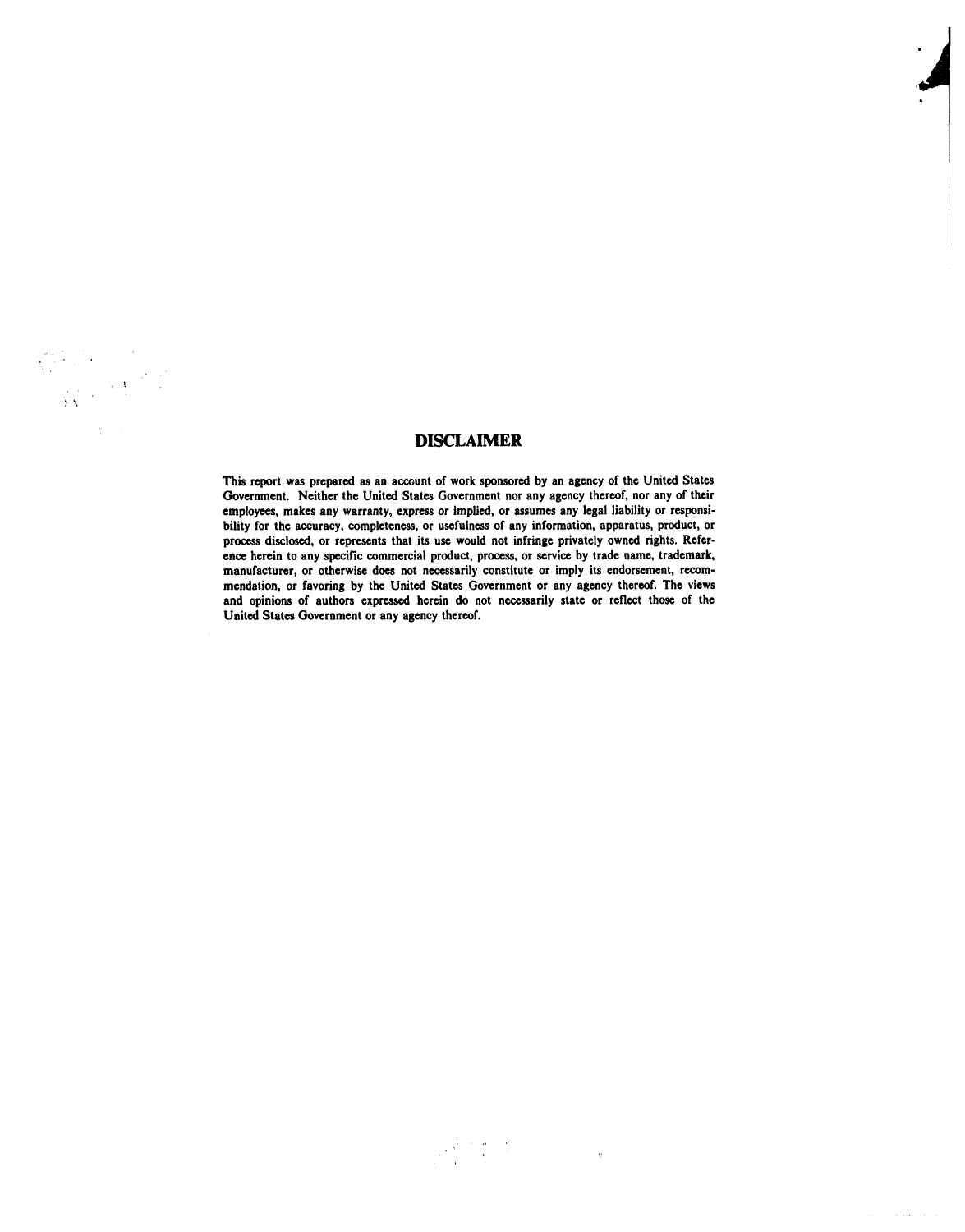## DISCLAIMER

This report was prepared as an account of work sponsored by an agency of the United States Government. Neither the United States Government nor any agency thereof, nor any of their employees, makes any warranty, express or implied, or assumes any legal liability or responsibility for the accuracy, completeness, or usefulness of any information, apparatus, product, or process disclosed, or represents that its use would not infringe privately owned rights. Reference herein to any specific commercial product, process, or service by trade name, trademark, manufacturer, or otherwise does not necessarily constitute or imply its endorsement, recommendation, or favoring by the United States Government or any agency thereof. The views and opinions of authors expressed herein do not necessarily state or reflect those of the United States Government or any agency thereof.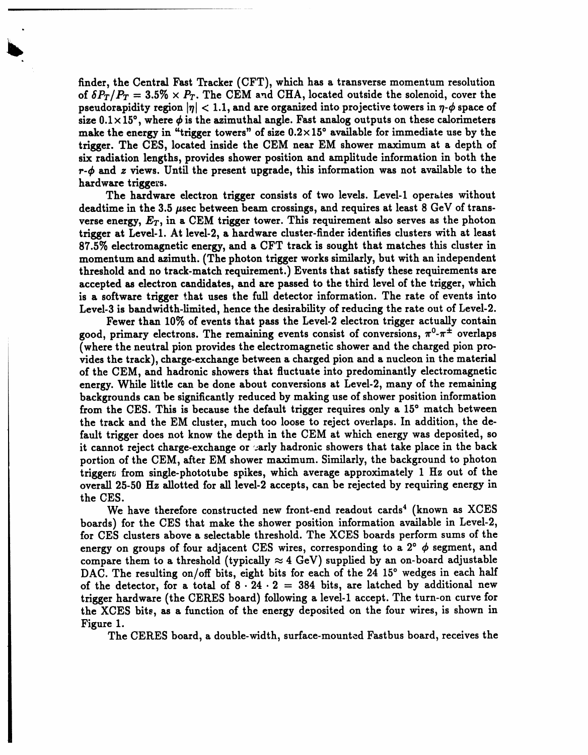finder, the Central Fast Tracker (CFT), which has a transverse momentum resolution of $\delta P_T/P_T = 3.5\% \times P_T$. The CEM and CHA, located outside the solenoid, cover the pseudorapidity region $|\eta| < 1.1$, and are organized into projective towers in $\eta$-$\phi$ space of size $0.1\times 15°$, where $\phi$ is the azimuthal angle. Fast analog outputs on these calorimeters make the energy in "trigger towers" of size $0.2\times 15°$ available for immediate use by the trigger. The CES, located inside the CEM near EM shower maximum at a depth of six radiation lengths, provides shower position and amplitude information in both the $r$-$\phi$ and $z$ views. Until the present upgrade, this information was not available to the hardware triggers.

The hardware electron trigger consists of two levels. Level-1 operates without deadtime in the 3.5 $\mu$sec between beam crossings, and requires at least 8 GeV of transverse energy, $E_T$, in a CEM trigger tower. This requirement also serves as the photon trigger at Level-1. At level-2, a hardware cluster-finder identifies clusters with at least 87.5% electromagnetic energy, and a CFT track is sought that matches this cluster in momentum and azimuth. (The photon trigger works similarly, but with an independent threshold and no track-match requirement.) Events that satisfy these requirements are accepted as electron candidates, and are passed to the third level of the trigger, which is a software trigger that uses the full detector information. The rate of events into Level-3 is bandwidth-limited, hence the desirability of reducing the rate out of Level-2.

Fewer than 10% of events that pass the Level-2 electron trigger actually contain good, primary electrons. The remaining events consist of conversions, $\pi^0$-$\pi^\pm$ overlaps (where the neutral pion provides the electromagnetic shower and the charged pion provides the track), charge-exchange between a charged pion and a nucleon in the material of the CEM, and hadronic showers that fluctuate into predominantly electromagnetic energy. While little can be done about conversions at Level-2, many of the remaining backgrounds can be significantly reduced by making use of shower position information from the CES. This is because the default trigger requires only a 15° match between the track and the EM cluster, much too loose to reject overlaps. In addition, the default trigger does not know the depth in the CEM at which energy was deposited, so it cannot reject charge-exchange or early hadronic showers that take place in the back portion of the CEM, after EM shower maximum. Similarly, the background to photon triggers from single-phototube spikes, which average approximately 1 Hz out of the overall 25-50 Hz allotted for all level-2 accepts, can be rejected by requiring energy in the CES.

We have therefore constructed new front-end readout cards[4] (known as XCES boards) for the CES that make the shower position information available in Level-2, for CES clusters above a selectable threshold. The XCES boards perform sums of the energy on groups of four adjacent CES wires, corresponding to a 2° $\phi$ segment, and compare them to a threshold (typically $\approx 4$ GeV) supplied by an on-board adjustable DAC. The resulting on/off bits, eight bits for each of the 24 15° wedges in each half of the detector, for a total of $8 \cdot 24 \cdot 2 = 384$ bits, are latched by additional new trigger hardware (the CERES board) following a level-1 accept. The turn-on curve for the XCES bits, as a function of the energy deposited on the four wires, is shown in Figure 1.

The CERES board, a double-width, surface-mounted Fastbus board, receives the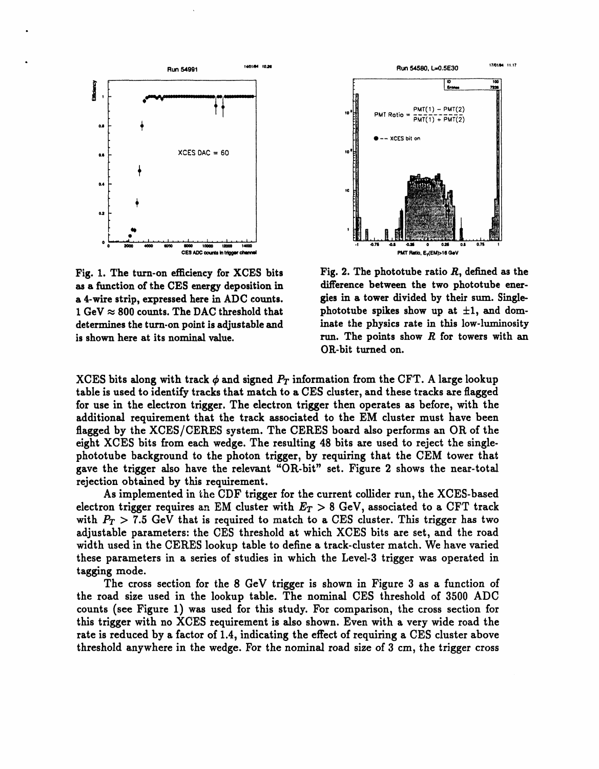Fig. 1. The turn-on efficiency for XCES bits as a function of the CES energy deposition in a 4-wire strip, expressed here in ADC counts. 1 GeV $\approx$ 800 counts. The DAC threshold that determines the turn-on point is adjustable and is shown here at its nominal value.

Fig. 2. The phototube ratio $R$, defined as the difference between the two phototube energies in a tower divided by their sum. Single-phototube spikes show up at $\pm 1$, and dominate the physics rate in this low-luminosity run. The points show $R$ for towers with an OR-bit turned on.

XCES bits along with track $\phi$ and signed $P_T$ information from the CFT. A large lookup table is used to identify tracks that match to a CES cluster, and these tracks are flagged for use in the electron trigger. The electron trigger then operates as before, with the additional requirement that the track associated to the EM cluster must have been flagged by the XCES/CERES system. The CERES board also performs an OR of the eight XCES bits from each wedge. The resulting 48 bits are used to reject the single-phototube background to the photon trigger, by requiring that the CEM tower that gave the trigger also have the relevant "OR-bit" set. Figure 2 shows the near-total rejection obtained by this requirement.

As implemented in the CDF trigger for the current collider run, the XCES-based electron trigger requires an EM cluster with $E_T > 8$ GeV, associated to a CFT track with $P_T > 7.5$ GeV that is required to match to a CES cluster. This trigger has two adjustable parameters: the CES threshold at which XCES bits are set, and the road width used in the CERES lookup table to define a track-cluster match. We have varied these parameters in a series of studies in which the Level-3 trigger was operated in tagging mode.

The cross section for the 8 GeV trigger is shown in Figure 3 as a function of the road size used in the lookup table. The nominal CES threshold of 3500 ADC counts (see Figure 1) was used for this study. For comparison, the cross section for this trigger with no XCES requirement is also shown. Even with a very wide road the rate is reduced by a factor of 1.4, indicating the effect of requiring a CES cluster above threshold anywhere in the wedge. For the nominal road size of 3 cm, the trigger cross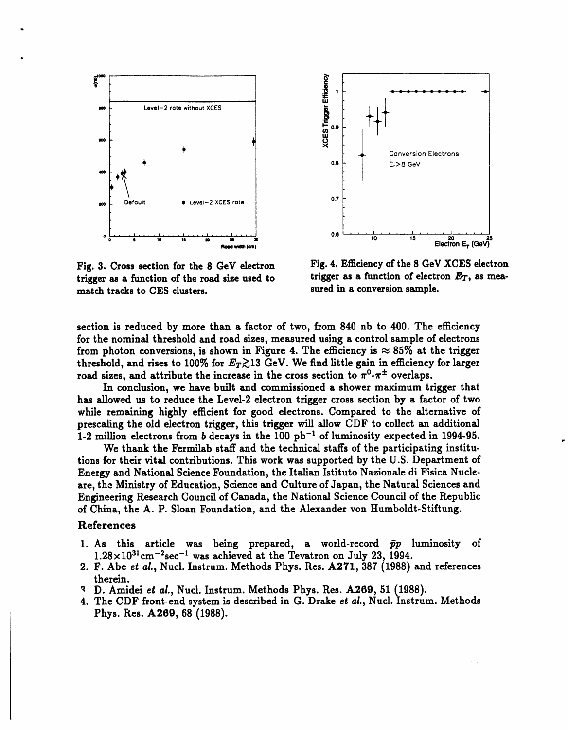Fig. 3. Cross section for the 8 GeV electron trigger as a function of the road size used to match tracks to CES clusters.

Fig. 4. Efficiency of the 8 GeV XCES electron trigger as a function of electron $E_T$, as measured in a conversion sample.

section is reduced by more than a factor of two, from 840 nb to 400. The efficiency for the nominal threshold and road sizes, measured using a control sample of electrons from photon conversions, is shown in Figure 4. The efficiency is $\approx 85\%$ at the trigger threshold, and rises to 100% for $E_T \gtrsim 13$ GeV. We find little gain in efficiency for larger road sizes, and attribute the increase in the cross section to $\pi^0$-$\pi^\pm$ overlaps.

In conclusion, we have built and commissioned a shower maximum trigger that has allowed us to reduce the Level-2 electron trigger cross section by a factor of two while remaining highly efficient for good electrons. Compared to the alternative of prescaling the old electron trigger, this trigger will allow CDF to collect an additional 1-2 million electrons from $b$ decays in the 100 $\text{pb}^{-1}$ of luminosity expected in 1994-95.

We thank the Fermilab staff and the technical staffs of the participating institutions for their vital contributions. This work was supported by the U.S. Department of Energy and National Science Foundation, the Italian Istituto Nazionale di Fisica Nucleare, the Ministry of Education, Science and Culture of Japan, the Natural Sciences and Engineering Research Council of Canada, the National Science Council of the Republic of China, the A. P. Sloan Foundation, and the Alexander von Humboldt-Stiftung.

### References

1. As this article was being prepared, a world-record $\bar{p}p$ luminosity of $1.28 \times 10^{31} \text{cm}^{-2}\text{sec}^{-1}$ was achieved at the Tevatron on July 23, 1994.
2. F. Abe *et al.*, Nucl. Instrum. Methods Phys. Res. **A271**, 387 (1988) and references therein.
3. D. Amidei *et al.*, Nucl. Instrum. Methods Phys. Res. **A269**, 51 (1988).
4. The CDF front-end system is described in G. Drake *et al.*, Nucl. Instrum. Methods Phys. Res. **A269**, 68 (1988).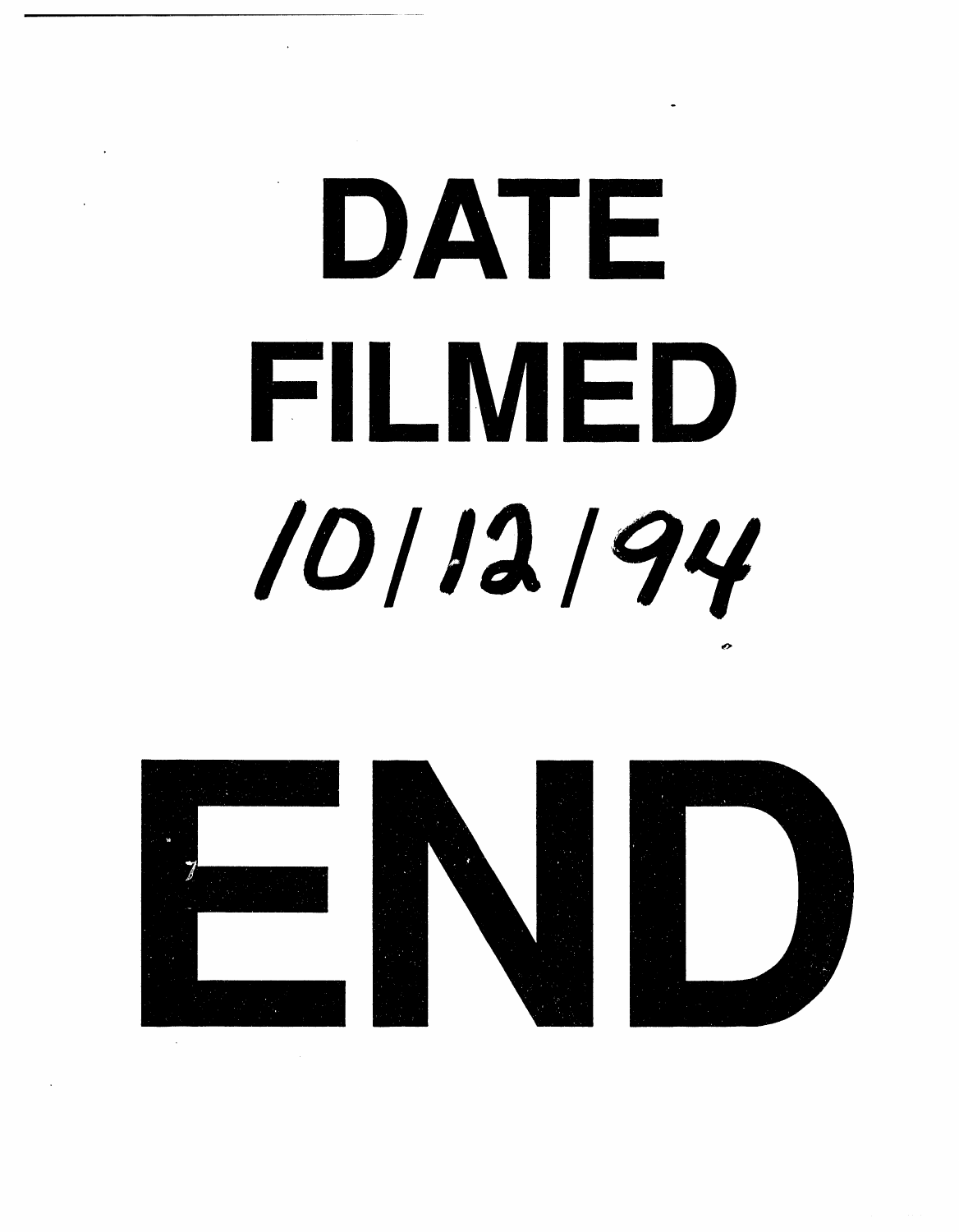# DATE
# FILMED
# 10/12/94

# END